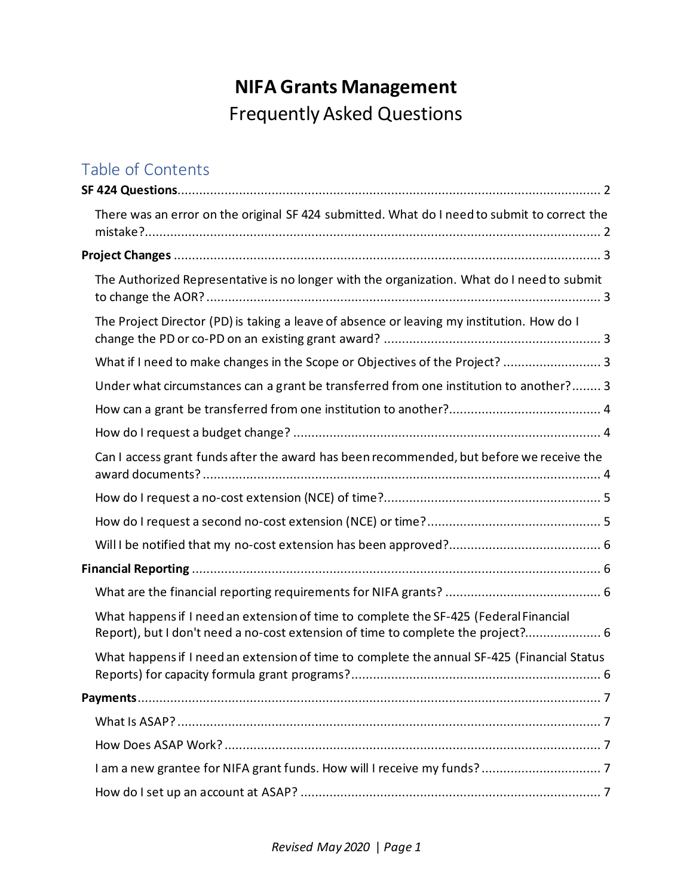# NIFA Grants Management

Frequently Asked Questions

## Table of Contents

**SF 424 Questions** ..... 2

- There was an error on the original SF 424 submitted. What do I need to submit to correct the mistake? ..... 2

**Project Changes** ..... 3

- The Authorized Representative is no longer with the organization. What do I need to submit to change the AOR? ..... 3
- The Project Director (PD) is taking a leave of absence or leaving my institution. How do I change the PD or co-PD on an existing grant award? ..... 3
- What if I need to make changes in the Scope or Objectives of the Project? ..... 3
- Under what circumstances can a grant be transferred from one institution to another? ..... 3
- How can a grant be transferred from one institution to another? ..... 4
- How do I request a budget change? ..... 4
- Can I access grant funds after the award has been recommended, but before we receive the award documents? ..... 4
- How do I request a no-cost extension (NCE) of time? ..... 5
- How do I request a second no-cost extension (NCE) or time? ..... 5
- Will I be notified that my no-cost extension has been approved? ..... 6

**Financial Reporting** ..... 6

- What are the financial reporting requirements for NIFA grants? ..... 6
- What happens if I need an extension of time to complete the SF-425 (Federal Financial Report), but I don't need a no-cost extension of time to complete the project? ..... 6
- What happens if I need an extension of time to complete the annual SF-425 (Financial Status Reports) for capacity formula grant programs? ..... 6

**Payments** ..... 7

- What Is ASAP? ..... 7
- How Does ASAP Work? ..... 7
- I am a new grantee for NIFA grant funds. How will I receive my funds? ..... 7
- How do I set up an account at ASAP? ..... 7

*Revised May 2020*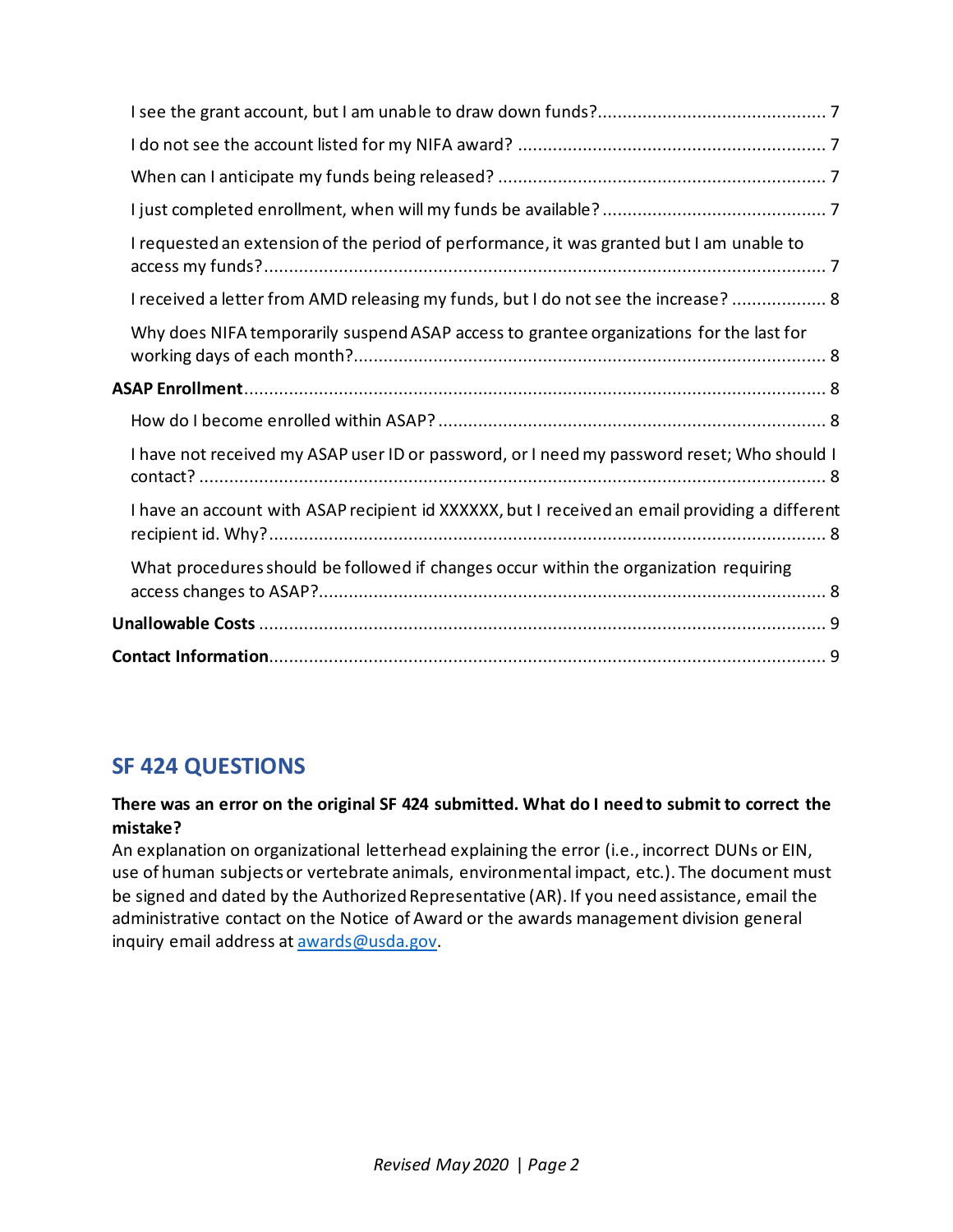I see the grant account, but I am unable to draw down funds? .......... 7

I do not see the account listed for my NIFA award? .......... 7

When can I anticipate my funds being released? .......... 7

I just completed enrollment, when will my funds be available? .......... 7

I requested an extension of the period of performance, it was granted but I am unable to access my funds? .......... 7

I received a letter from AMD releasing my funds, but I do not see the increase? .......... 8

Why does NIFA temporarily suspend ASAP access to grantee organizations for the last for working days of each month? .......... 8

**ASAP Enrollment** .......... 8

How do I become enrolled within ASAP? .......... 8

I have not received my ASAP user ID or password, or I need my password reset; Who should I contact? .......... 8

I have an account with ASAP recipient id XXXXXX, but I received an email providing a different recipient id. Why? .......... 8

What procedures should be followed if changes occur within the organization requiring access changes to ASAP? .......... 8

**Unallowable Costs** .......... 9

**Contact Information** .......... 9

## SF 424 QUESTIONS

**There was an error on the original SF 424 submitted. What do I need to submit to correct the mistake?**

An explanation on organizational letterhead explaining the error (i.e., incorrect DUNs or EIN, use of human subjects or vertebrate animals, environmental impact, etc.). The document must be signed and dated by the Authorized Representative (AR). If you need assistance, email the administrative contact on the Notice of Award or the awards management division general inquiry email address at awards@usda.gov.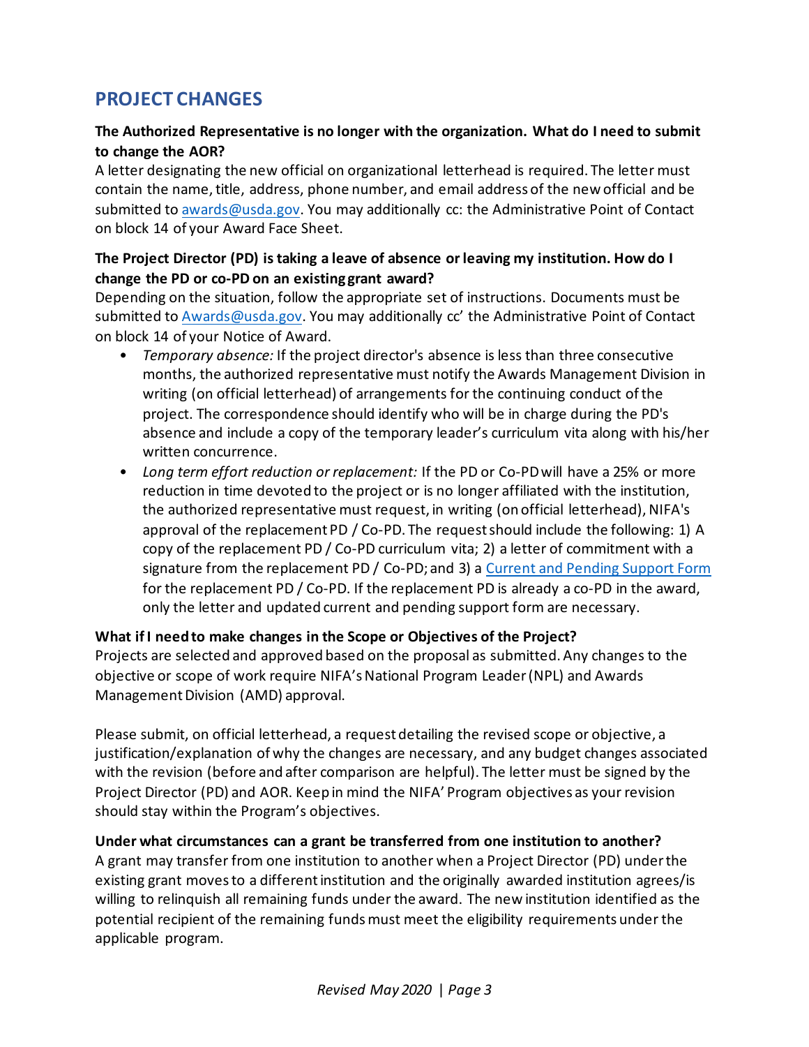## PROJECT CHANGES

**The Authorized Representative is no longer with the organization. What do I need to submit to change the AOR?**

A letter designating the new official on organizational letterhead is required. The letter must contain the name, title, address, phone number, and email address of the new official and be submitted to [awards@usda.gov](mailto:awards@usda.gov). You may additionally cc: the Administrative Point of Contact on block 14 of your Award Face Sheet.

**The Project Director (PD) is taking a leave of absence or leaving my institution. How do I change the PD or co-PD on an existing grant award?**

Depending on the situation, follow the appropriate set of instructions. Documents must be submitted to [Awards@usda.gov](mailto:Awards@usda.gov). You may additionally cc' the Administrative Point of Contact on block 14 of your Notice of Award.

- *Temporary absence:* If the project director's absence is less than three consecutive months, the authorized representative must notify the Awards Management Division in writing (on official letterhead) of arrangements for the continuing conduct of the project. The correspondence should identify who will be in charge during the PD's absence and include a copy of the temporary leader's curriculum vita along with his/her written concurrence.
- *Long term effort reduction or replacement:* If the PD or Co-PD will have a 25% or more reduction in time devoted to the project or is no longer affiliated with the institution, the authorized representative must request, in writing (on official letterhead), NIFA's approval of the replacement PD / Co-PD. The request should include the following: 1) A copy of the replacement PD / Co-PD curriculum vita; 2) a letter of commitment with a signature from the replacement PD / Co-PD; and 3) a Current and Pending Support Form for the replacement PD / Co-PD. If the replacement PD is already a co-PD in the award, only the letter and updated current and pending support form are necessary.

**What if I need to make changes in the Scope or Objectives of the Project?**

Projects are selected and approved based on the proposal as submitted. Any changes to the objective or scope of work require NIFA's National Program Leader (NPL) and Awards Management Division (AMD) approval.

Please submit, on official letterhead, a request detailing the revised scope or objective, a justification/explanation of why the changes are necessary, and any budget changes associated with the revision (before and after comparison are helpful). The letter must be signed by the Project Director (PD) and AOR. Keep in mind the NIFA' Program objectives as your revision should stay within the Program's objectives.

**Under what circumstances can a grant be transferred from one institution to another?**

A grant may transfer from one institution to another when a Project Director (PD) under the existing grant moves to a different institution and the originally awarded institution agrees/is willing to relinquish all remaining funds under the award. The new institution identified as the potential recipient of the remaining funds must meet the eligibility requirements under the applicable program.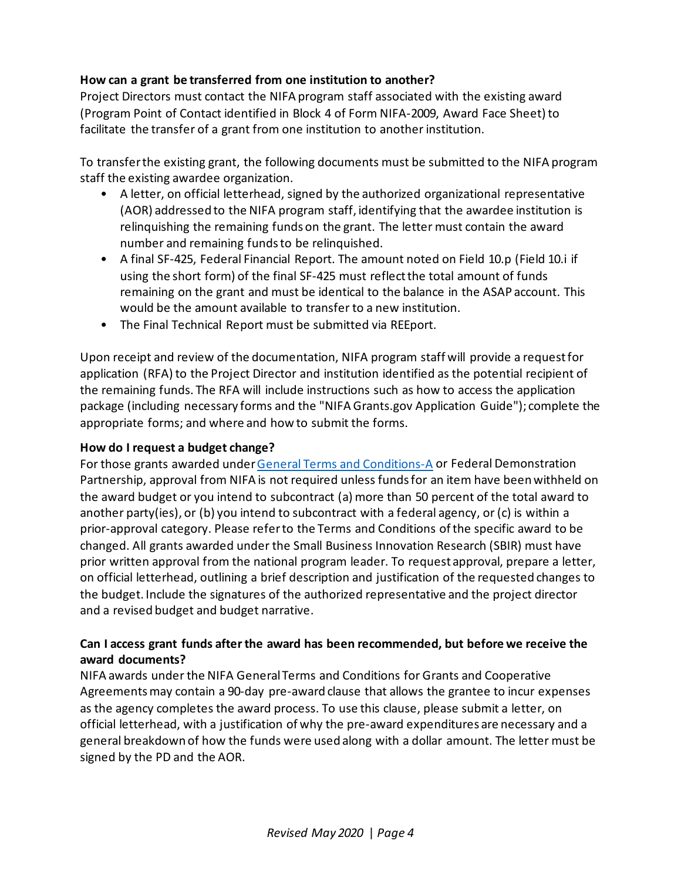**How can a grant be transferred from one institution to another?**
Project Directors must contact the NIFA program staff associated with the existing award (Program Point of Contact identified in Block 4 of Form NIFA-2009, Award Face Sheet) to facilitate the transfer of a grant from one institution to another institution.

To transfer the existing grant, the following documents must be submitted to the NIFA program staff the existing awardee organization.

- A letter, on official letterhead, signed by the authorized organizational representative (AOR) addressed to the NIFA program staff, identifying that the awardee institution is relinquishing the remaining funds on the grant. The letter must contain the award number and remaining funds to be relinquished.
- A final SF-425, Federal Financial Report. The amount noted on Field 10.p (Field 10.i if using the short form) of the final SF-425 must reflect the total amount of funds remaining on the grant and must be identical to the balance in the ASAP account. This would be the amount available to transfer to a new institution.
- The Final Technical Report must be submitted via REEport.

Upon receipt and review of the documentation, NIFA program staff will provide a request for application (RFA) to the Project Director and institution identified as the potential recipient of the remaining funds. The RFA will include instructions such as how to access the application package (including necessary forms and the "NIFA Grants.gov Application Guide"); complete the appropriate forms; and where and how to submit the forms.

**How do I request a budget change?**
For those grants awarded under [General Terms and Conditions-A] or Federal Demonstration Partnership, approval from NIFA is not required unless funds for an item have been withheld on the award budget or you intend to subcontract (a) more than 50 percent of the total award to another party(ies), or (b) you intend to subcontract with a federal agency, or (c) is within a prior-approval category. Please refer to the Terms and Conditions of the specific award to be changed. All grants awarded under the Small Business Innovation Research (SBIR) must have prior written approval from the national program leader. To request approval, prepare a letter, on official letterhead, outlining a brief description and justification of the requested changes to the budget. Include the signatures of the authorized representative and the project director and a revised budget and budget narrative.

**Can I access grant funds after the award has been recommended, but before we receive the award documents?**
NIFA awards under the NIFA General Terms and Conditions for Grants and Cooperative Agreements may contain a 90-day pre-award clause that allows the grantee to incur expenses as the agency completes the award process. To use this clause, please submit a letter, on official letterhead, with a justification of why the pre-award expenditures are necessary and a general breakdown of how the funds were used along with a dollar amount. The letter must be signed by the PD and the AOR.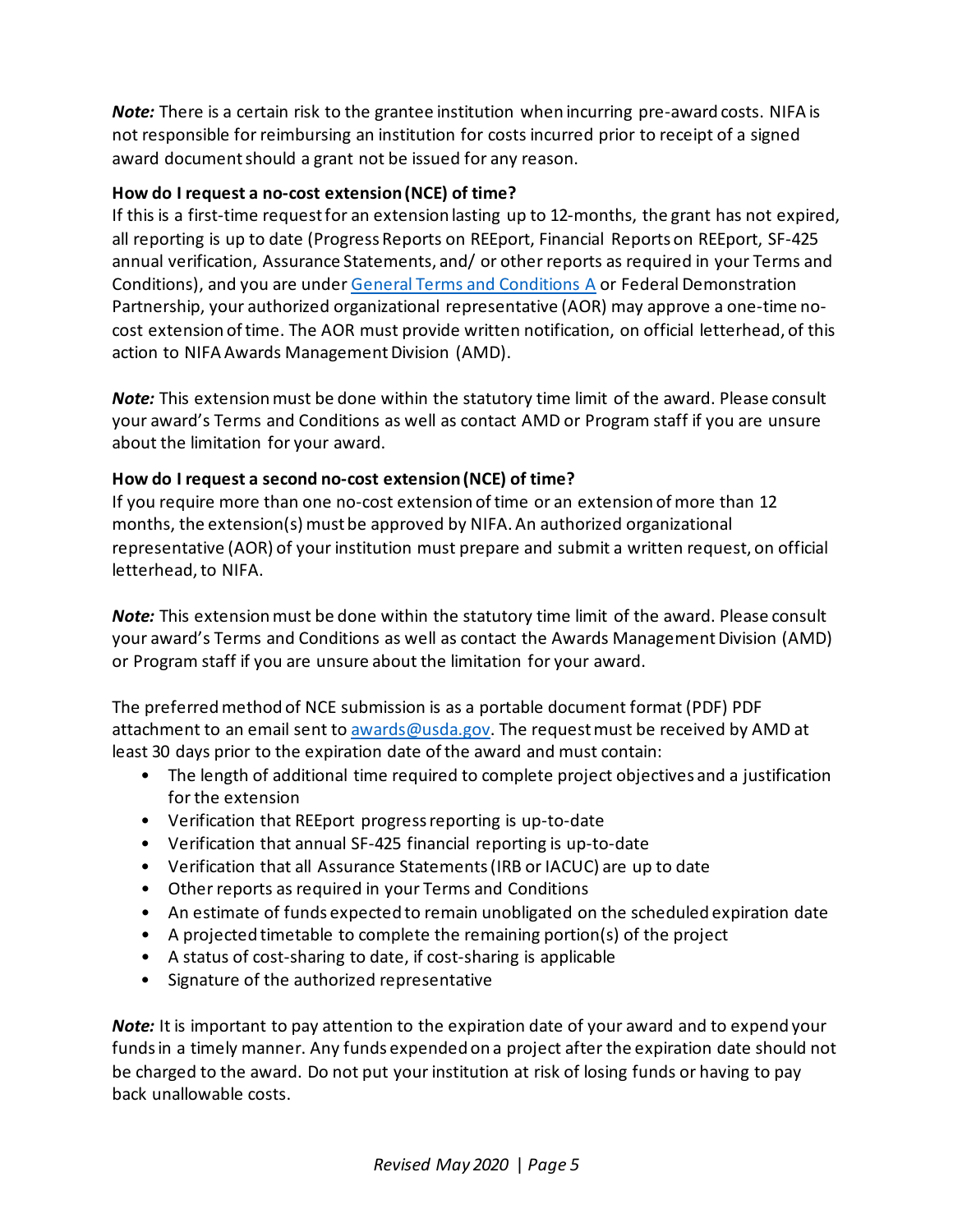***Note:*** There is a certain risk to the grantee institution when incurring pre-award costs. NIFA is not responsible for reimbursing an institution for costs incurred prior to receipt of a signed award document should a grant not be issued for any reason.

**How do I request a no-cost extension (NCE) of time?**

If this is a first-time request for an extension lasting up to 12-months, the grant has not expired, all reporting is up to date (Progress Reports on REEport, Financial Reports on REEport, SF-425 annual verification, Assurance Statements, and/ or other reports as required in your Terms and Conditions), and you are under General Terms and Conditions A or Federal Demonstration Partnership, your authorized organizational representative (AOR) may approve a one-time no-cost extension of time. The AOR must provide written notification, on official letterhead, of this action to NIFA Awards Management Division (AMD).

***Note:*** This extension must be done within the statutory time limit of the award. Please consult your award's Terms and Conditions as well as contact AMD or Program staff if you are unsure about the limitation for your award.

**How do I request a second no-cost extension (NCE) of time?**

If you require more than one no-cost extension of time or an extension of more than 12 months, the extension(s) must be approved by NIFA. An authorized organizational representative (AOR) of your institution must prepare and submit a written request, on official letterhead, to NIFA.

***Note:*** This extension must be done within the statutory time limit of the award. Please consult your award's Terms and Conditions as well as contact the Awards Management Division (AMD) or Program staff if you are unsure about the limitation for your award.

The preferred method of NCE submission is as a portable document format (PDF) PDF attachment to an email sent to awards@usda.gov. The request must be received by AMD at least 30 days prior to the expiration date of the award and must contain:

- The length of additional time required to complete project objectives and a justification for the extension
- Verification that REEport progress reporting is up-to-date
- Verification that annual SF-425 financial reporting is up-to-date
- Verification that all Assurance Statements (IRB or IACUC) are up to date
- Other reports as required in your Terms and Conditions
- An estimate of funds expected to remain unobligated on the scheduled expiration date
- A projected timetable to complete the remaining portion(s) of the project
- A status of cost-sharing to date, if cost-sharing is applicable
- Signature of the authorized representative

***Note:*** It is important to pay attention to the expiration date of your award and to expend your funds in a timely manner. Any funds expended on a project after the expiration date should not be charged to the award. Do not put your institution at risk of losing funds or having to pay back unallowable costs.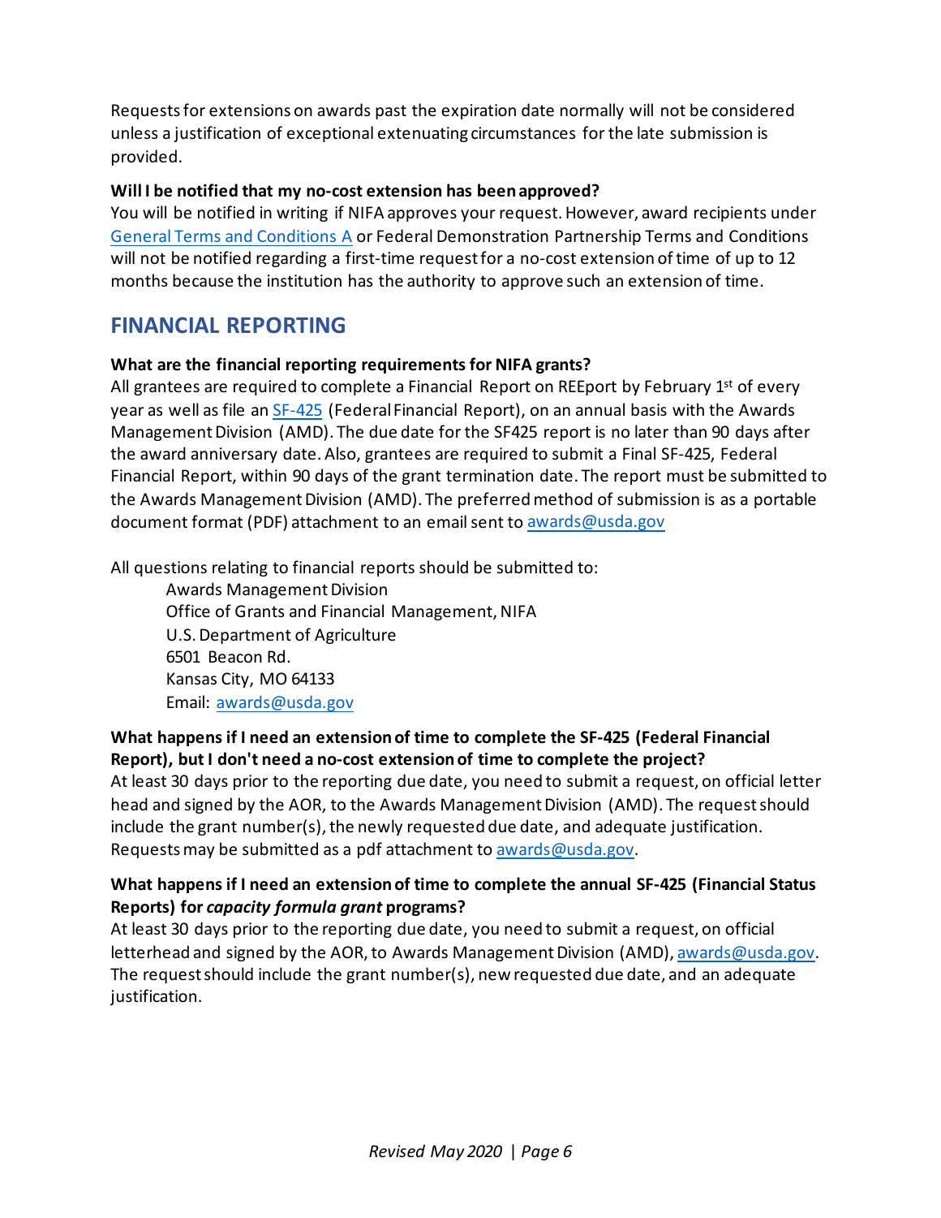Requests for extensions on awards past the expiration date normally will not be considered unless a justification of exceptional extenuating circumstances for the late submission is provided.

**Will I be notified that my no-cost extension has been approved?**

You will be notified in writing if NIFA approves your request. However, award recipients under General Terms and Conditions A or Federal Demonstration Partnership Terms and Conditions will not be notified regarding a first-time request for a no-cost extension of time of up to 12 months because the institution has the authority to approve such an extension of time.

## FINANCIAL REPORTING

**What are the financial reporting requirements for NIFA grants?**

All grantees are required to complete a Financial Report on REEport by February 1st of every year as well as file an SF-425 (Federal Financial Report), on an annual basis with the Awards Management Division (AMD). The due date for the SF425 report is no later than 90 days after the award anniversary date. Also, grantees are required to submit a Final SF-425, Federal Financial Report, within 90 days of the grant termination date. The report must be submitted to the Awards Management Division (AMD). The preferred method of submission is as a portable document format (PDF) attachment to an email sent to awards@usda.gov

All questions relating to financial reports should be submitted to:

Awards Management Division
Office of Grants and Financial Management, NIFA
U.S. Department of Agriculture
6501 Beacon Rd.
Kansas City, MO 64133
Email: awards@usda.gov

**What happens if I need an extension of time to complete the SF-425 (Federal Financial Report), but I don't need a no-cost extension of time to complete the project?**

At least 30 days prior to the reporting due date, you need to submit a request, on official letter head and signed by the AOR, to the Awards Management Division (AMD). The request should include the grant number(s), the newly requested due date, and adequate justification. Requests may be submitted as a pdf attachment to awards@usda.gov.

**What happens if I need an extension of time to complete the annual SF-425 (Financial Status Reports) for *capacity formula grant* programs?**

At least 30 days prior to the reporting due date, you need to submit a request, on official letterhead and signed by the AOR, to Awards Management Division (AMD), awards@usda.gov. The request should include the grant number(s), new requested due date, and an adequate justification.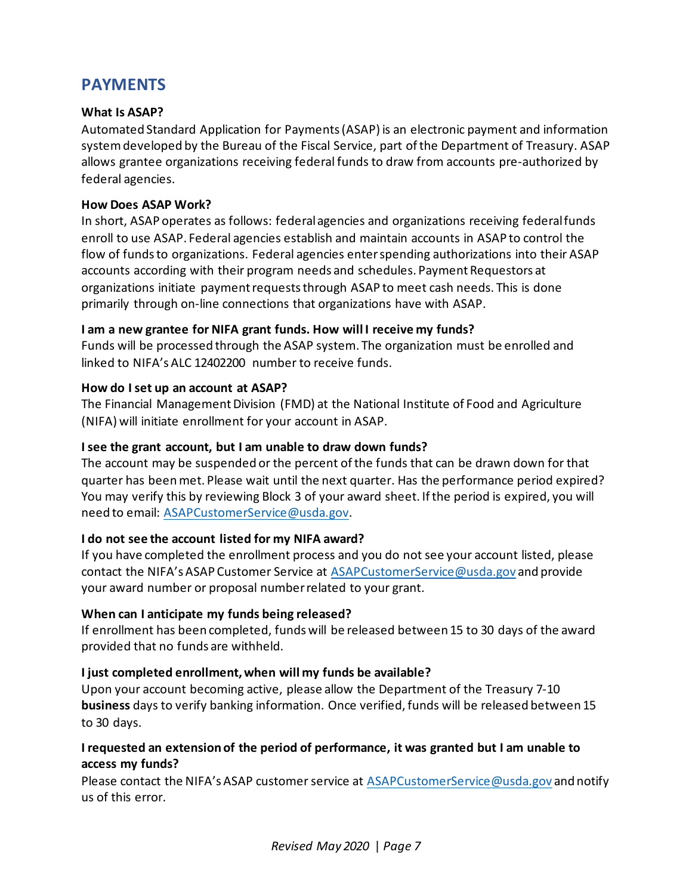## PAYMENTS

**What Is ASAP?**

Automated Standard Application for Payments (ASAP) is an electronic payment and information system developed by the Bureau of the Fiscal Service, part of the Department of Treasury. ASAP allows grantee organizations receiving federal funds to draw from accounts pre-authorized by federal agencies.

**How Does ASAP Work?**

In short, ASAP operates as follows: federal agencies and organizations receiving federal funds enroll to use ASAP. Federal agencies establish and maintain accounts in ASAP to control the flow of funds to organizations. Federal agencies enter spending authorizations into their ASAP accounts according with their program needs and schedules. Payment Requestors at organizations initiate payment requests through ASAP to meet cash needs. This is done primarily through on-line connections that organizations have with ASAP.

**I am a new grantee for NIFA grant funds. How will I receive my funds?**

Funds will be processed through the ASAP system. The organization must be enrolled and linked to NIFA's ALC 12402200 number to receive funds.

**How do I set up an account at ASAP?**

The Financial Management Division (FMD) at the National Institute of Food and Agriculture (NIFA) will initiate enrollment for your account in ASAP.

**I see the grant account, but I am unable to draw down funds?**

The account may be suspended or the percent of the funds that can be drawn down for that quarter has been met. Please wait until the next quarter. Has the performance period expired? You may verify this by reviewing Block 3 of your award sheet. If the period is expired, you will need to email: ASAPCustomerService@usda.gov.

**I do not see the account listed for my NIFA award?**

If you have completed the enrollment process and you do not see your account listed, please contact the NIFA's ASAP Customer Service at ASAPCustomerService@usda.gov and provide your award number or proposal number related to your grant.

**When can I anticipate my funds being released?**

If enrollment has been completed, funds will be released between 15 to 30 days of the award provided that no funds are withheld.

**I just completed enrollment, when will my funds be available?**

Upon your account becoming active, please allow the Department of the Treasury 7-10 **business** days to verify banking information. Once verified, funds will be released between 15 to 30 days.

**I requested an extension of the period of performance, it was granted but I am unable to access my funds?**

Please contact the NIFA's ASAP customer service at ASAPCustomerService@usda.gov and notify us of this error.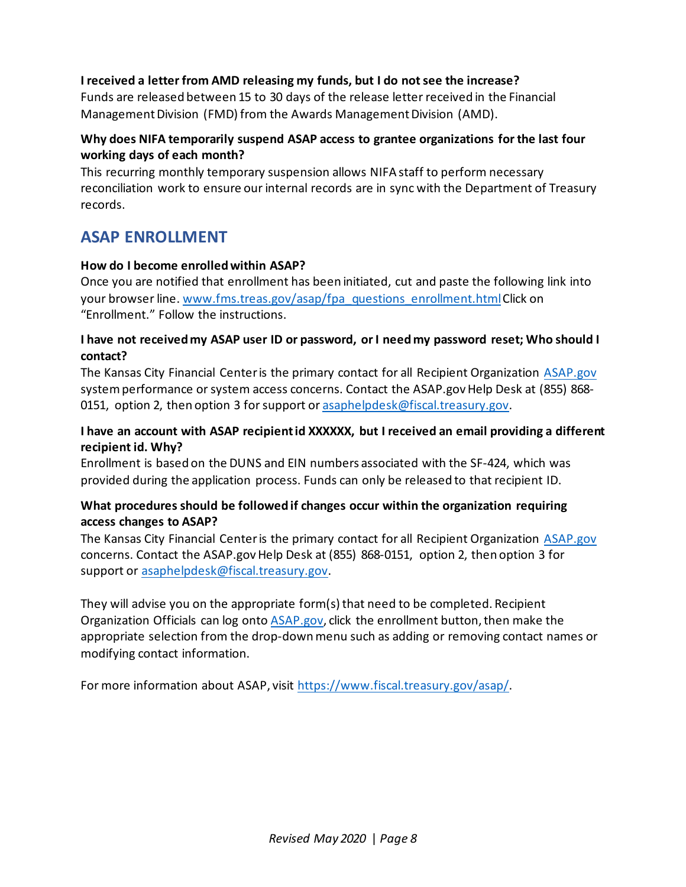**I received a letter from AMD releasing my funds, but I do not see the increase?**
Funds are released between 15 to 30 days of the release letter received in the Financial Management Division (FMD) from the Awards Management Division (AMD).

**Why does NIFA temporarily suspend ASAP access to grantee organizations for the last four working days of each month?**
This recurring monthly temporary suspension allows NIFA staff to perform necessary reconciliation work to ensure our internal records are in sync with the Department of Treasury records.

## ASAP ENROLLMENT

**How do I become enrolled within ASAP?**
Once you are notified that enrollment has been initiated, cut and paste the following link into your browser line. [www.fms.treas.gov/asap/fpa_questions_enrollment.html](www.fms.treas.gov/asap/fpa_questions_enrollment.html) Click on "Enrollment." Follow the instructions.

**I have not received my ASAP user ID or password, or I need my password reset; Who should I contact?**
The Kansas City Financial Center is the primary contact for all Recipient Organization [ASAP.gov](ASAP.gov) system performance or system access concerns. Contact the ASAP.gov Help Desk at (855) 868-0151, option 2, then option 3 for support or [asaphelpdesk@fiscal.treasury.gov](mailto:asaphelpdesk@fiscal.treasury.gov).

**I have an account with ASAP recipient id XXXXXX, but I received an email providing a different recipient id. Why?**
Enrollment is based on the DUNS and EIN numbers associated with the SF-424, which was provided during the application process. Funds can only be released to that recipient ID.

**What procedures should be followed if changes occur within the organization requiring access changes to ASAP?**
The Kansas City Financial Center is the primary contact for all Recipient Organization [ASAP.gov](ASAP.gov) concerns. Contact the ASAP.gov Help Desk at (855) 868-0151, option 2, then option 3 for support or [asaphelpdesk@fiscal.treasury.gov](mailto:asaphelpdesk@fiscal.treasury.gov).

They will advise you on the appropriate form(s) that need to be completed. Recipient Organization Officials can log onto [ASAP.gov](ASAP.gov), click the enrollment button, then make the appropriate selection from the drop-down menu such as adding or removing contact names or modifying contact information.

For more information about ASAP, visit [https://www.fiscal.treasury.gov/asap/](https://www.fiscal.treasury.gov/asap/).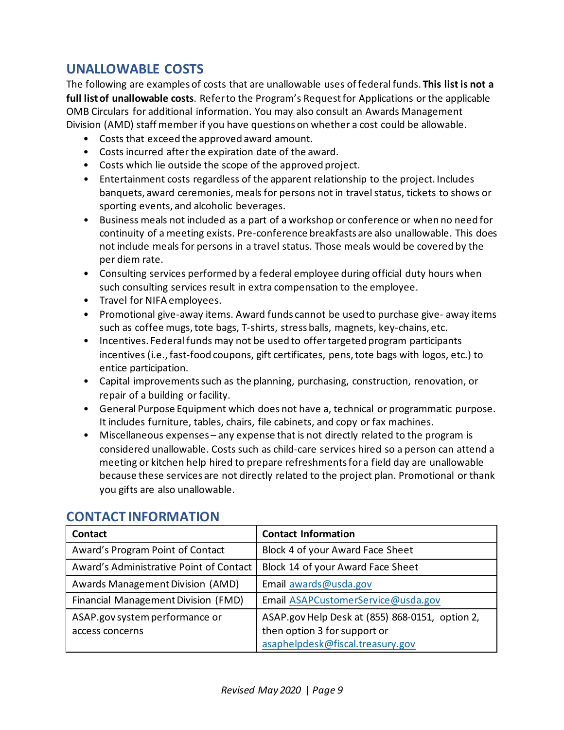## UNALLOWABLE COSTS

The following are examples of costs that are unallowable uses of federal funds. **This list is not a full list of unallowable costs**. Refer to the Program's Request for Applications or the applicable OMB Circulars for additional information. You may also consult an Awards Management Division (AMD) staff member if you have questions on whether a cost could be allowable.

- Costs that exceed the approved award amount.
- Costs incurred after the expiration date of the award.
- Costs which lie outside the scope of the approved project.
- Entertainment costs regardless of the apparent relationship to the project. Includes banquets, award ceremonies, meals for persons not in travel status, tickets to shows or sporting events, and alcoholic beverages.
- Business meals not included as a part of a workshop or conference or when no need for continuity of a meeting exists. Pre-conference breakfasts are also unallowable. This does not include meals for persons in a travel status. Those meals would be covered by the per diem rate.
- Consulting services performed by a federal employee during official duty hours when such consulting services result in extra compensation to the employee.
- Travel for NIFA employees.
- Promotional give-away items. Award funds cannot be used to purchase give- away items such as coffee mugs, tote bags, T-shirts, stress balls, magnets, key-chains, etc.
- Incentives. Federal funds may not be used to offer targeted program participants incentives (i.e., fast-food coupons, gift certificates, pens, tote bags with logos, etc.) to entice participation.
- Capital improvements such as the planning, purchasing, construction, renovation, or repair of a building or facility.
- General Purpose Equipment which does not have a, technical or programmatic purpose. It includes furniture, tables, chairs, file cabinets, and copy or fax machines.
- Miscellaneous expenses – any expense that is not directly related to the program is considered unallowable. Costs such as child-care services hired so a person can attend a meeting or kitchen help hired to prepare refreshments for a field day are unallowable because these services are not directly related to the project plan. Promotional or thank you gifts are also unallowable.

## CONTACT INFORMATION

| Contact | Contact Information |
|---|---|
| Award's Program Point of Contact | Block 4 of your Award Face Sheet |
| Award's Administrative Point of Contact | Block 14 of your Award Face Sheet |
| Awards Management Division (AMD) | Email awards@usda.gov |
| Financial Management Division (FMD) | Email ASAPCustomerService@usda.gov |
| ASAP.gov system performance or access concerns | ASAP.gov Help Desk at (855) 868-0151, option 2, then option 3 for support or asaphelpdesk@fiscal.treasury.gov |

*Revised May 2020*